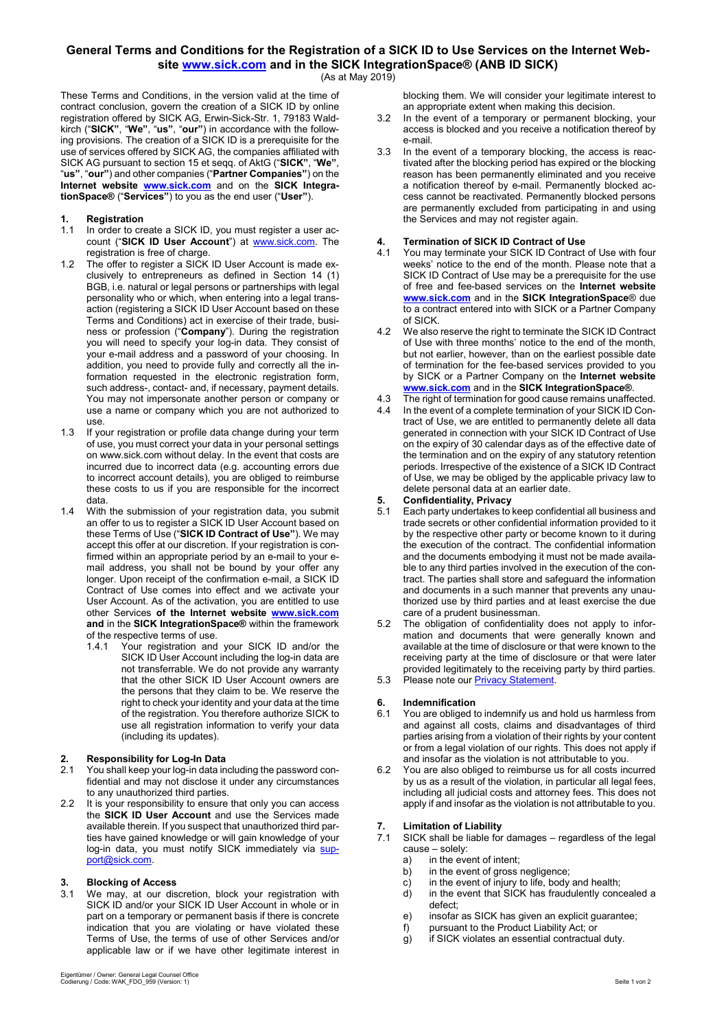# General Terms and Conditions for the Registration of a SICK ID to Use Services on the Internet Website [www.sick.com](http://www.sick.com) and in the SICK IntegrationSpace® (ANB ID SICK)

(As at May 2019)

These Terms and Conditions, in the version valid at the time of contract conclusion, govern the creation of a SICK ID by online registration offered by SICK AG, Erwin-Sick-Str. 1, 79183 Waldkirch ("**SICK**", "**We**", "**us**", "**our**") in accordance with the following provisions. The creation of a SICK ID is a prerequisite for the use of services offered by SICK AG, the companies affiliated with SICK AG pursuant to section 15 et seqq. of AktG ("**SICK**", "**We**", "**us**", "**our**") and other companies ("**Partner Companies**") on the **Internet website [www.sick.com](http://www.sick.com)** and on the **SICK IntegrationSpace®** ("**Services**") to you as the end user ("**User**").

## 1. Registration

1.1 In order to create a SICK ID, you must register a user account ("**SICK ID User Account**") at [www.sick.com](http://www.sick.com). The registration is free of charge.

1.2 The offer to register a SICK ID User Account is made exclusively to entrepreneurs as defined in Section 14 (1) BGB, i.e. natural or legal persons or partnerships with legal personality who or which, when entering into a legal transaction (registering a SICK ID User Account based on these Terms and Conditions) act in exercise of their trade, business or profession ("**Company**"). During the registration you will need to specify your log-in data. They consist of your e-mail address and a password of your choosing. In addition, you need to provide fully and correctly all the information requested in the electronic registration form, such address-, contact- and, if necessary, payment details. You may not impersonate another person or company or use a name or company which you are not authorized to use.

1.3 If your registration or profile data change during your term of use, you must correct your data in your personal settings on www.sick.com without delay. In the event that costs are incurred due to incorrect data (e.g. accounting errors due to incorrect account details), you are obliged to reimburse these costs to us if you are responsible for the incorrect data.

1.4 With the submission of your registration data, you submit an offer to us to register a SICK ID User Account based on these Terms of Use ("**SICK ID Contract of Use**"). We may accept this offer at our discretion. If your registration is confirmed within an appropriate period by an e-mail to your e-mail address, you shall not be bound by your offer any longer. Upon receipt of the confirmation e-mail, a SICK ID Contract of Use comes into effect and we activate your User Account. As of the activation, you are entitled to use other Services **of the Internet website [www.sick.com](http://www.sick.com) and** in the **SICK IntegrationSpace®** within the framework of the respective terms of use.

1.4.1 Your registration and your SICK ID and/or the SICK ID User Account including the log-in data are not transferrable. We do not provide any warranty that the other SICK ID User Account owners are the persons that they claim to be. We reserve the right to check your identity and your data at the time of the registration. You therefore authorize SICK to use all registration information to verify your data (including its updates).

## 2. Responsibility for Log-In Data

2.1 You shall keep your log-in data including the password confidential and may not disclose it under any circumstances to any unauthorized third parties.

2.2 It is your responsibility to ensure that only you can access the **SICK ID User Account** and use the Services made available therein. If you suspect that unauthorized third parties have gained knowledge or will gain knowledge of your log-in data, you must notify SICK immediately via [support@sick.com](mailto:support@sick.com).

## 3. Blocking of Access

3.1 We may, at our discretion, block your registration with SICK ID and/or your SICK ID User Account in whole or in part on a temporary or permanent basis if there is concrete indication that you are violating or have violated these Terms of Use, the terms of use of other Services and/or applicable law or if we have other legitimate interest in blocking them. We will consider your legitimate interest to an appropriate extent when making this decision.

3.2 In the event of a temporary or permanent blocking, your access is blocked and you receive a notification thereof by e-mail.

3.3 In the event of a temporary blocking, the access is reactivated after the blocking period has expired or the blocking reason has been permanently eliminated and you receive a notification thereof by e-mail. Permanently blocked access cannot be reactivated. Permanently blocked persons are permanently excluded from participating in and using the Services and may not register again.

## 4. Termination of SICK ID Contract of Use

4.1 You may terminate your SICK ID Contract of Use with four weeks' notice to the end of the month. Please note that a SICK ID Contract of Use may be a prerequisite for the use of free and fee-based services on the **Internet website [www.sick.com](http://www.sick.com)** and in the **SICK IntegrationSpace**® due to a contract entered into with SICK or a Partner Company of SICK.

4.2 We also reserve the right to terminate the SICK ID Contract of Use with three months' notice to the end of the month, but not earlier, however, than on the earliest possible date of termination for the fee-based services provided to you by SICK or a Partner Company on the **Internet website [www.sick.com](http://www.sick.com)** and in the **SICK IntegrationSpace®**.

4.3 The right of termination for good cause remains unaffected.

4.4 In the event of a complete termination of your SICK ID Contract of Use, we are entitled to permanently delete all data generated in connection with your SICK ID Contract of Use on the expiry of 30 calendar days as of the effective date of the termination and on the expiry of any statutory retention periods. Irrespective of the existence of a SICK ID Contract of Use, we may be obliged by the applicable privacy law to delete personal data at an earlier date.

## 5. Confidentiality, Privacy

5.1 Each party undertakes to keep confidential all business and trade secrets or other confidential information provided to it by the respective other party or become known to it during the execution of the contract. The confidential information and the documents embodying it must not be made available to any third parties involved in the execution of the contract. The parties shall store and safeguard the information and documents in a such manner that prevents any unauthorized use by third parties and at least exercise the due care of a prudent businessman.

5.2 The obligation of confidentiality does not apply to information and documents that were generally known and available at the time of disclosure or that were known to the receiving party at the time of disclosure or that were later provided legitimately to the receiving party by third parties.

5.3 Please note our [Privacy Statement](#).

## 6. Indemnification

6.1 You are obliged to indemnify us and hold us harmless from and against all costs, claims and disadvantages of third parties arising from a violation of their rights by your content or from a legal violation of our rights. This does not apply if and insofar as the violation is not attributable to you.

6.2 You are also obliged to reimburse us for all costs incurred by us as a result of the violation, in particular all legal fees, including all judicial costs and attorney fees. This does not apply if and insofar as the violation is not attributable to you.

## 7. Limitation of Liability

7.1 SICK shall be liable for damages – regardless of the legal cause – solely:

a) in the event of intent;
b) in the event of gross negligence;
c) in the event of injury to life, body and health;
d) in the event that SICK has fraudulently concealed a defect;
e) insofar as SICK has given an explicit guarantee;
f) pursuant to the Product Liability Act; or
g) if SICK violates an essential contractual duty.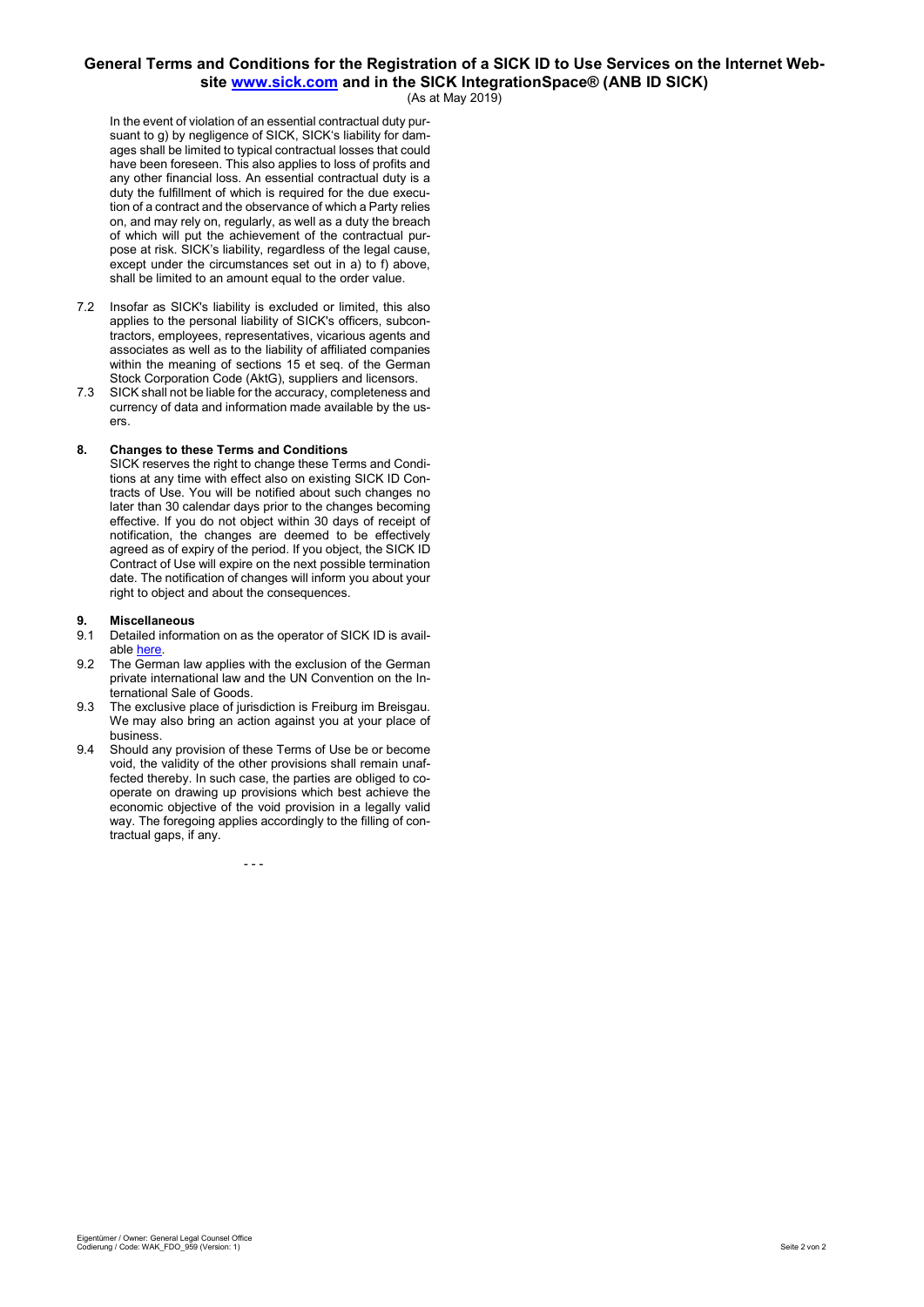In the event of violation of an essential contractual duty pursuant to g) by negligence of SICK, SICK's liability for damages shall be limited to typical contractual losses that could have been foreseen. This also applies to loss of profits and any other financial loss. An essential contractual duty is a duty the fulfillment of which is required for the due execution of a contract and the observance of which a Party relies on, and may rely on, regularly, as well as a duty the breach of which will put the achievement of the contractual purpose at risk. SICK's liability, regardless of the legal cause, except under the circumstances set out in a) to f) above, shall be limited to an amount equal to the order value.

7.2 Insofar as SICK's liability is excluded or limited, this also applies to the personal liability of SICK's officers, subcontractors, employees, representatives, vicarious agents and associates as well as to the liability of affiliated companies within the meaning of sections 15 et seq. of the German Stock Corporation Code (AktG), suppliers and licensors.

7.3 SICK shall not be liable for the accuracy, completeness and currency of data and information made available by the users.

## 8. Changes to these Terms and Conditions

SICK reserves the right to change these Terms and Conditions at any time with effect also on existing SICK ID Contracts of Use. You will be notified about such changes no later than 30 calendar days prior to the changes becoming effective. If you do not object within 30 days of receipt of notification, the changes are deemed to be effectively agreed as of expiry of the period. If you object, the SICK ID Contract of Use will expire on the next possible termination date. The notification of changes will inform you about your right to object and about the consequences.

## 9. Miscellaneous

9.1 Detailed information on as the operator of SICK ID is available here.

9.2 The German law applies with the exclusion of the German private international law and the UN Convention on the International Sale of Goods.

9.3 The exclusive place of jurisdiction is Freiburg im Breisgau. We may also bring an action against you at your place of business.

9.4 Should any provision of these Terms of Use be or become void, the validity of the other provisions shall remain unaffected thereby. In such case, the parties are obliged to cooperate on drawing up provisions which best achieve the economic objective of the void provision in a legally valid way. The foregoing applies accordingly to the filling of contractual gaps, if any.

- - -